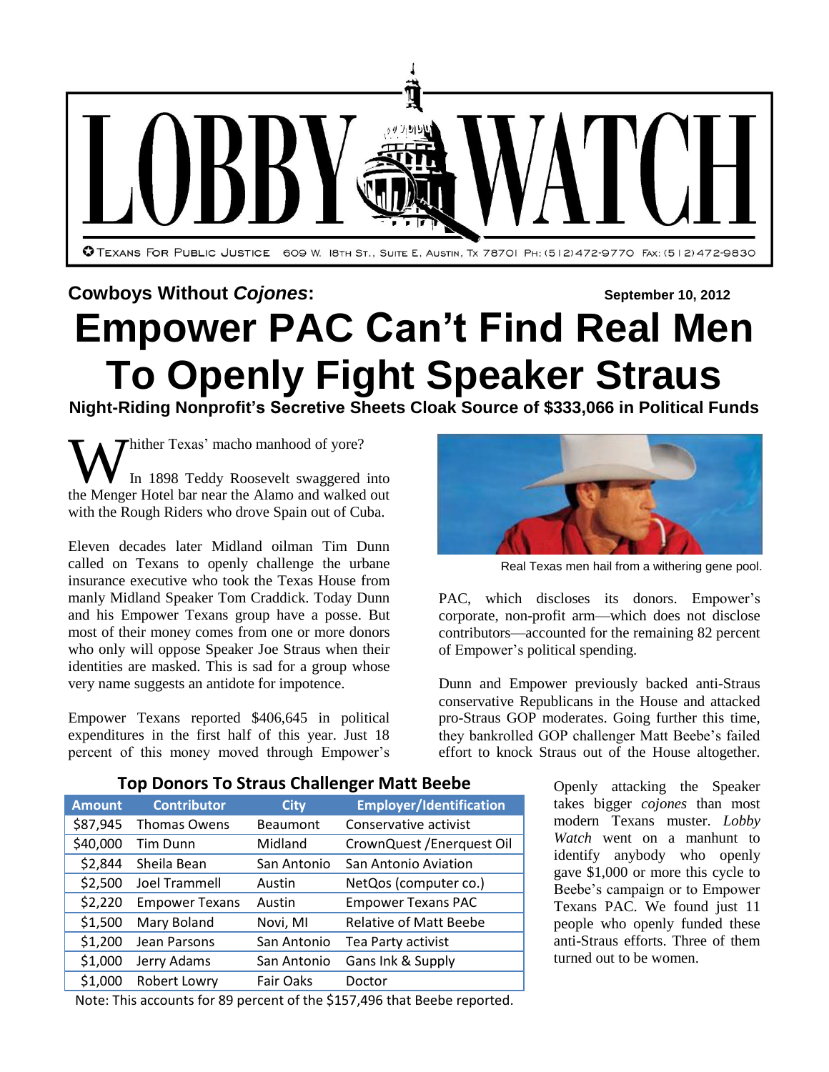# LOBBY WATCH

TEXANS FOR PUBLIC JUSTICE 609 W. 18TH ST., SUITE E, AUSTIN, TX 78701 PH: (512)472-9770 FAX: (512)472-9830

**Cowboys Without *Cojones*:** **September 10, 2012**

# Empower PAC Can't Find Real Men To Openly Fight Speaker Straus

**Night-Riding Nonprofit's Secretive Sheets Cloak Source of $333,066 in Political Funds**

Whither Texas' macho manhood of yore?

In 1898 Teddy Roosevelt swaggered into the Menger Hotel bar near the Alamo and walked out with the Rough Riders who drove Spain out of Cuba.

Eleven decades later Midland oilman Tim Dunn called on Texans to openly challenge the urbane insurance executive who took the Texas House from manly Midland Speaker Tom Craddick. Today Dunn and his Empower Texans group have a posse. But most of their money comes from one or more donors who only will oppose Speaker Joe Straus when their identities are masked. This is sad for a group whose very name suggests an antidote for impotence.

Empower Texans reported $406,645 in political expenditures in the first half of this year. Just 18 percent of this money moved through Empower's PAC, which discloses its donors. Empower's corporate, non-profit arm—which does not disclose contributors—accounted for the remaining 82 percent of Empower's political spending.

Real Texas men hail from a withering gene pool.

Dunn and Empower previously backed anti-Straus conservative Republicans in the House and attacked pro-Straus GOP moderates. Going further this time, they bankrolled GOP challenger Matt Beebe's failed effort to knock Straus out of the House altogether.

**Top Donors To Straus Challenger Matt Beebe**

| Amount | Contributor | City | Employer/Identification |
|---|---|---|---|
| $87,945 | Thomas Owens | Beaumont | Conservative activist |
| $40,000 | Tim Dunn | Midland | CrownQuest /Enerquest Oil |
| $2,844 | Sheila Bean | San Antonio | San Antonio Aviation |
| $2,500 | Joel Trammell | Austin | NetQos (computer co.) |
| $2,220 | Empower Texans | Austin | Empower Texans PAC |
| $1,500 | Mary Boland | Novi, MI | Relative of Matt Beebe |
| $1,200 | Jean Parsons | San Antonio | Tea Party activist |
| $1,000 | Jerry Adams | San Antonio | Gans Ink & Supply |
| $1,000 | Robert Lowry | Fair Oaks | Doctor |

Note: This accounts for 89 percent of the $157,496 that Beebe reported.

Openly attacking the Speaker takes bigger *cojones* than most modern Texans muster. *Lobby Watch* went on a manhunt to identify anybody who openly gave $1,000 or more this cycle to Beebe's campaign or to Empower Texans PAC. We found just 11 people who openly funded these anti-Straus efforts. Three of them turned out to be women.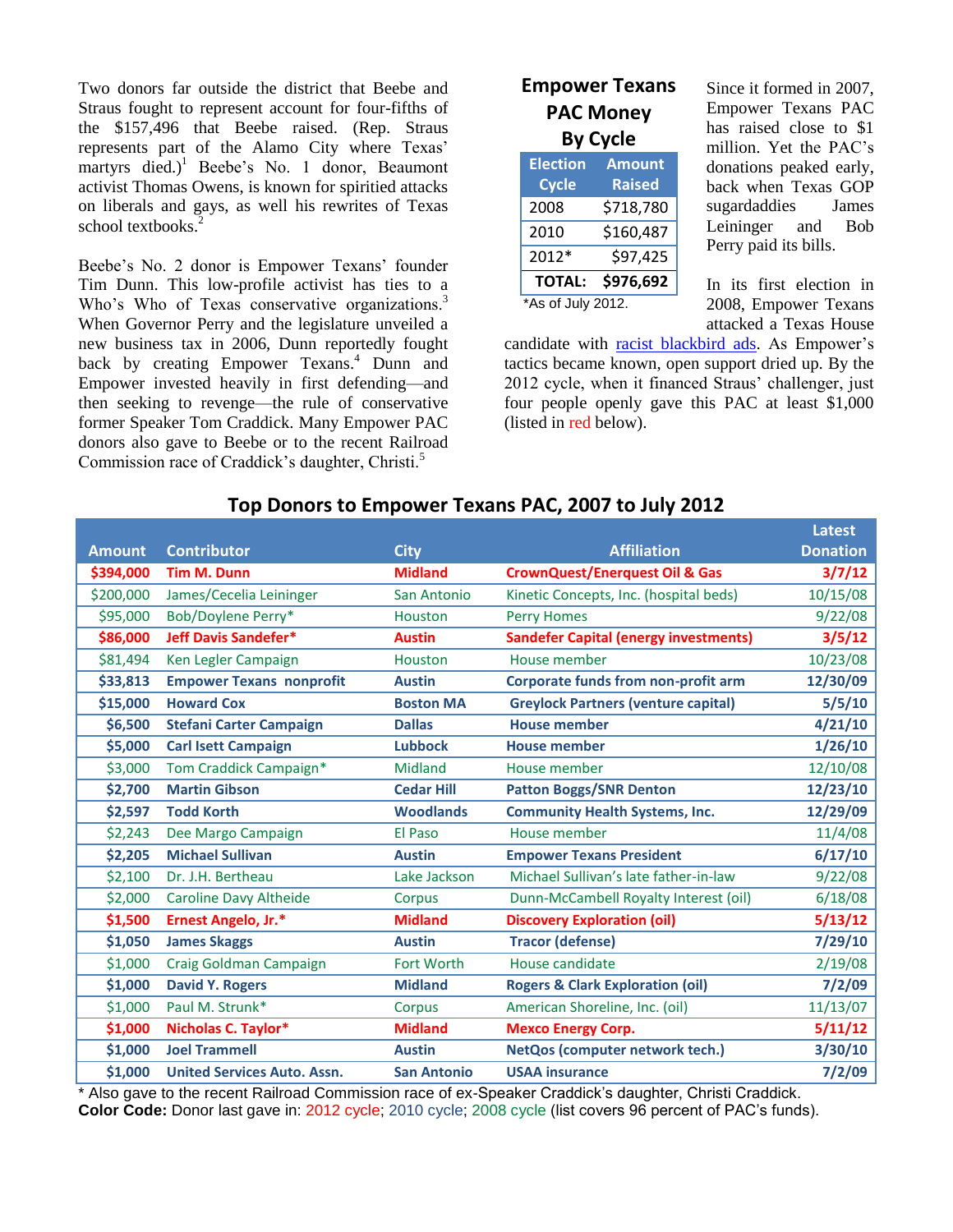Two donors far outside the district that Beebe and Straus fought to represent account for four-fifths of the $157,496 that Beebe raised. (Rep. Straus represents part of the Alamo City where Texas' martyrs died.)[1] Beebe's No. 1 donor, Beaumont activist Thomas Owens, is known for spirited attacks on liberals and gays, as well his rewrites of Texas school textbooks.[2]

Beebe's No. 2 donor is Empower Texans' founder Tim Dunn. This low-profile activist has ties to a Who's Who of Texas conservative organizations.[3] When Governor Perry and the legislature unveiled a new business tax in 2006, Dunn reportedly fought back by creating Empower Texans.[4] Dunn and Empower invested heavily in first defending—and then seeking to revenge—the rule of conservative former Speaker Tom Craddick. Many Empower PAC donors also gave to Beebe or to the recent Railroad Commission race of Craddick's daughter, Christi.[5]

**Empower Texans PAC Money By Cycle**

| Election Cycle | Amount Raised |
|---|---|
| 2008 | $718,780 |
| 2010 | $160,487 |
| 2012* | $97,425 |
| **TOTAL:** | **$976,692** |

*As of July 2012.

Since it formed in 2007, Empower Texans PAC has raised close to $1 million. Yet the PAC's donations peaked early, back when Texas GOP sugardaddies James Leininger and Bob Perry paid its bills.

In its first election in 2008, Empower Texans attacked a Texas House candidate with racist blackbird ads. As Empower's tactics became known, open support dried up. By the 2012 cycle, when it financed Straus' challenger, just four people openly gave this PAC at least $1,000 (listed in red below).

## Top Donors to Empower Texans PAC, 2007 to July 2012

| Amount | Contributor | City | Affiliation | Latest Donation |
|---|---|---|---|---|
| **$394,000** | **Tim M. Dunn** | **Midland** | **CrownQuest/Enerquest Oil & Gas** | **3/7/12** |
| $200,000 | James/Cecelia Leininger | San Antonio | Kinetic Concepts, Inc. (hospital beds) | 10/15/08 |
| $95,000 | Bob/Doylene Perry* | Houston | Perry Homes | 9/22/08 |
| **$86,000** | **Jeff Davis Sandefer*** | **Austin** | **Sandefer Capital (energy investments)** | **3/5/12** |
| $81,494 | Ken Legler Campaign | Houston | House member | 10/23/08 |
| **$33,813** | **Empower Texans nonprofit** | **Austin** | **Corporate funds from non-profit arm** | **12/30/09** |
| **$15,000** | **Howard Cox** | **Boston MA** | **Greylock Partners (venture capital)** | **5/5/10** |
| **$6,500** | **Stefani Carter Campaign** | **Dallas** | **House member** | **4/21/10** |
| **$5,000** | **Carl Isett Campaign** | **Lubbock** | **House member** | **1/26/10** |
| $3,000 | Tom Craddick Campaign* | Midland | House member | 12/10/08 |
| **$2,700** | **Martin Gibson** | **Cedar Hill** | **Patton Boggs/SNR Denton** | **12/23/10** |
| **$2,597** | **Todd Korth** | **Woodlands** | **Community Health Systems, Inc.** | **12/29/09** |
| $2,243 | Dee Margo Campaign | El Paso | House member | 11/4/08 |
| **$2,205** | **Michael Sullivan** | **Austin** | **Empower Texans President** | **6/17/10** |
| $2,100 | Dr. J.H. Bertheau | Lake Jackson | Michael Sullivan's late father-in-law | 9/22/08 |
| $2,000 | Caroline Davy Altheide | Corpus | Dunn-McCambell Royalty Interest (oil) | 6/18/08 |
| **$1,500** | **Ernest Angelo, Jr.*** | **Midland** | **Discovery Exploration (oil)** | **5/13/12** |
| **$1,050** | **James Skaggs** | **Austin** | **Tracor (defense)** | **7/29/10** |
| $1,000 | Craig Goldman Campaign | Fort Worth | House candidate | 2/19/08 |
| **$1,000** | **David Y. Rogers** | **Midland** | **Rogers & Clark Exploration (oil)** | **7/2/09** |
| $1,000 | Paul M. Strunk* | Corpus | American Shoreline, Inc. (oil) | 11/13/07 |
| **$1,000** | **Nicholas C. Taylor*** | **Midland** | **Mexco Energy Corp.** | **5/11/12** |
| **$1,000** | **Joel Trammell** | **Austin** | **NetQos (computer network tech.)** | **3/30/10** |
| **$1,000** | **United Services Auto. Assn.** | **San Antonio** | **USAA insurance** | **7/2/09** |

* Also gave to the recent Railroad Commission race of ex-Speaker Craddick's daughter, Christi Craddick.
**Color Code:** Donor last gave in: 2012 cycle; 2010 cycle; 2008 cycle (list covers 96 percent of PAC's funds).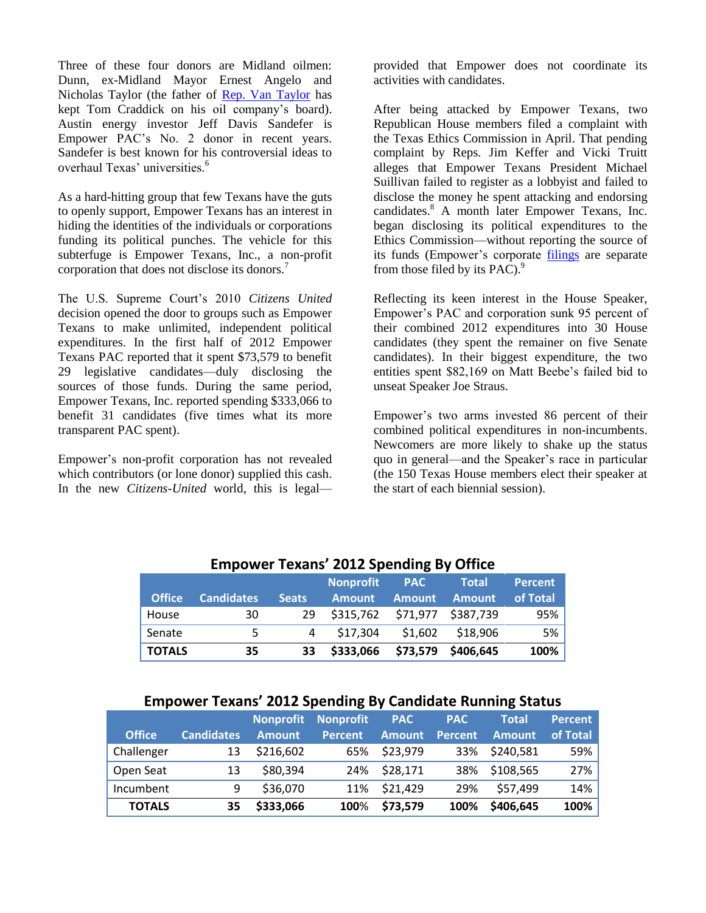Three of these four donors are Midland oilmen: Dunn, ex-Midland Mayor Ernest Angelo and Nicholas Taylor (the father of Rep. Van Taylor has kept Tom Craddick on his oil company's board). Austin energy investor Jeff Davis Sandefer is Empower PAC's No. 2 donor in recent years. Sandefer is best known for his controversial ideas to overhaul Texas' universities.[6]

As a hard-hitting group that few Texans have the guts to openly support, Empower Texans has an interest in hiding the identities of the individuals or corporations funding its political punches. The vehicle for this subterfuge is Empower Texans, Inc., a non-profit corporation that does not disclose its donors.[7]

The U.S. Supreme Court's 2010 *Citizens United* decision opened the door to groups such as Empower Texans to make unlimited, independent political expenditures. In the first half of 2012 Empower Texans PAC reported that it spent $73,579 to benefit 29 legislative candidates—duly disclosing the sources of those funds. During the same period, Empower Texans, Inc. reported spending $333,066 to benefit 31 candidates (five times what its more transparent PAC spent).

Empower's non-profit corporation has not revealed which contributors (or lone donor) supplied this cash. In the new *Citizens-United* world, this is legal—provided that Empower does not coordinate its activities with candidates.

After being attacked by Empower Texans, two Republican House members filed a complaint with the Texas Ethics Commission in April. That pending complaint by Reps. Jim Keffer and Vicki Truitt alleges that Empower Texans President Michael Suillivan failed to register as a lobbyist and failed to disclose the money he spent attacking and endorsing candidates.[8] A month later Empower Texans, Inc. began disclosing its political expenditures to the Ethics Commission—without reporting the source of its funds (Empower's corporate filings are separate from those filed by its PAC).[9]

Reflecting its keen interest in the House Speaker, Empower's PAC and corporation sunk 95 percent of their combined 2012 expenditures into 30 House candidates (they spent the remainer on five Senate candidates). In their biggest expenditure, the two entities spent $82,169 on Matt Beebe's failed bid to unseat Speaker Joe Straus.

Empower's two arms invested 86 percent of their combined political expenditures in non-incumbents. Newcomers are more likely to shake up the status quo in general—and the Speaker's race in particular (the 150 Texas House members elect their speaker at the start of each biennial session).

### Empower Texans' 2012 Spending By Office

| Office | Candidates | Seats | Nonprofit Amount | PAC Amount | Total Amount | Percent of Total |
|---|---|---|---|---|---|---|
| House | 30 | 29 | $315,762 | $71,977 | $387,739 | 95% |
| Senate | 5 | 4 | $17,304 | $1,602 | $18,906 | 5% |
| **TOTALS** | **35** | **33** | **$333,066** | **$73,579** | **$406,645** | **100%** |

### Empower Texans' 2012 Spending By Candidate Running Status

| Office | Candidates | Nonprofit Amount | Nonprofit Percent | PAC Amount | PAC Percent | Total Amount | Percent of Total |
|---|---|---|---|---|---|---|---|
| Challenger | 13 | $216,602 | 65% | $23,979 | 33% | $240,581 | 59% |
| Open Seat | 13 | $80,394 | 24% | $28,171 | 38% | $108,565 | 27% |
| Incumbent | 9 | $36,070 | 11% | $21,429 | 29% | $57,499 | 14% |
| **TOTALS** | **35** | **$333,066** | **100%** | **$73,579** | **100%** | **$406,645** | **100%** |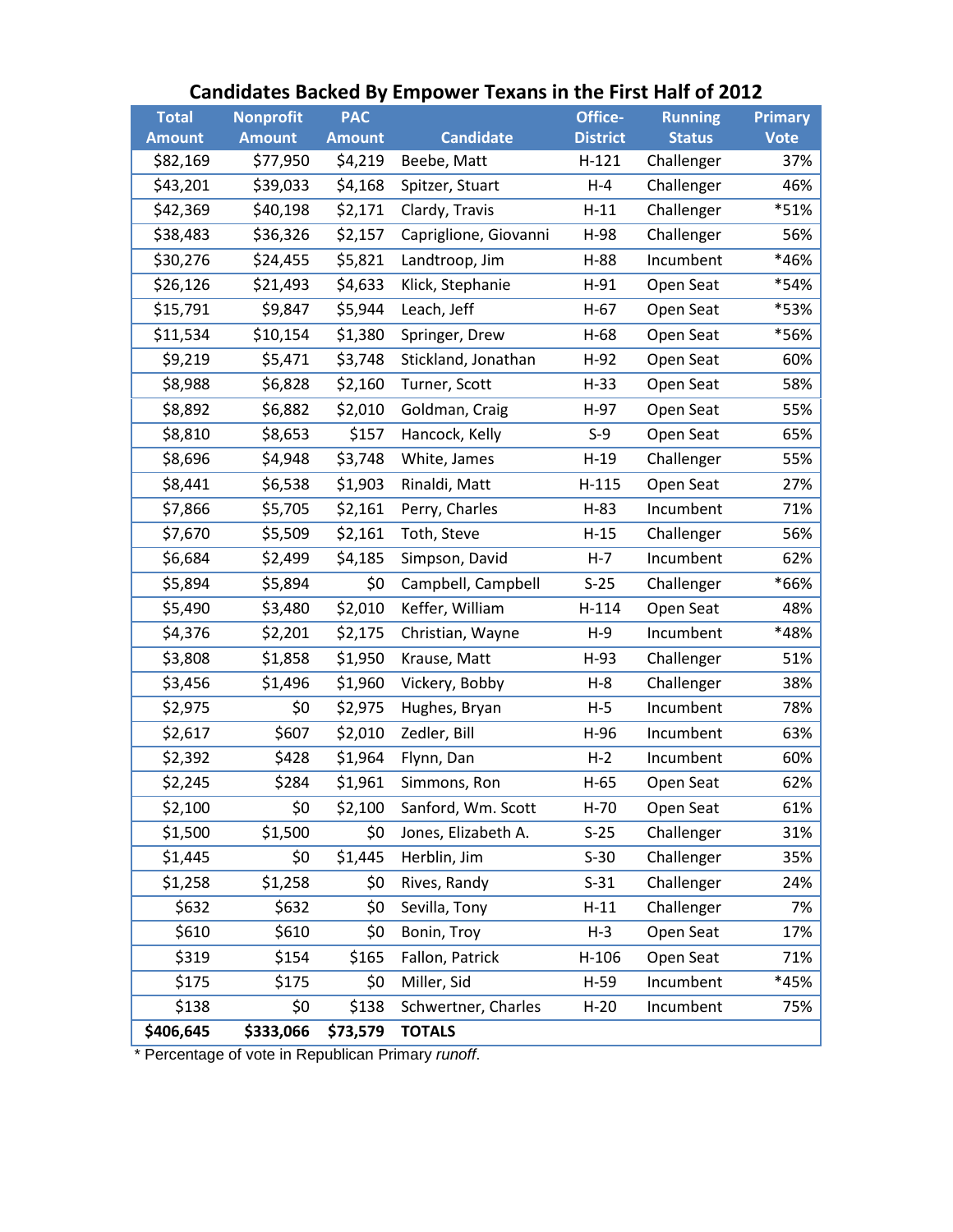## Candidates Backed By Empower Texans in the First Half of 2012

| Total Amount | Nonprofit Amount | PAC Amount | Candidate | Office-District | Running Status | Primary Vote |
|---|---|---|---|---|---|---|
| $82,169 | $77,950 | $4,219 | Beebe, Matt | H-121 | Challenger | 37% |
| $43,201 | $39,033 | $4,168 | Spitzer, Stuart | H-4 | Challenger | 46% |
| $42,369 | $40,198 | $2,171 | Clardy, Travis | H-11 | Challenger | *51% |
| $38,483 | $36,326 | $2,157 | Capriglione, Giovanni | H-98 | Challenger | 56% |
| $30,276 | $24,455 | $5,821 | Landtroop, Jim | H-88 | Incumbent | *46% |
| $26,126 | $21,493 | $4,633 | Klick, Stephanie | H-91 | Open Seat | *54% |
| $15,791 | $9,847 | $5,944 | Leach, Jeff | H-67 | Open Seat | *53% |
| $11,534 | $10,154 | $1,380 | Springer, Drew | H-68 | Open Seat | *56% |
| $9,219 | $5,471 | $3,748 | Stickland, Jonathan | H-92 | Open Seat | 60% |
| $8,988 | $6,828 | $2,160 | Turner, Scott | H-33 | Open Seat | 58% |
| $8,892 | $6,882 | $2,010 | Goldman, Craig | H-97 | Open Seat | 55% |
| $8,810 | $8,653 | $157 | Hancock, Kelly | S-9 | Open Seat | 65% |
| $8,696 | $4,948 | $3,748 | White, James | H-19 | Challenger | 55% |
| $8,441 | $6,538 | $1,903 | Rinaldi, Matt | H-115 | Open Seat | 27% |
| $7,866 | $5,705 | $2,161 | Perry, Charles | H-83 | Incumbent | 71% |
| $7,670 | $5,509 | $2,161 | Toth, Steve | H-15 | Challenger | 56% |
| $6,684 | $2,499 | $4,185 | Simpson, David | H-7 | Incumbent | 62% |
| $5,894 | $5,894 | $0 | Campbell, Campbell | S-25 | Challenger | *66% |
| $5,490 | $3,480 | $2,010 | Keffer, William | H-114 | Open Seat | 48% |
| $4,376 | $2,201 | $2,175 | Christian, Wayne | H-9 | Incumbent | *48% |
| $3,808 | $1,858 | $1,950 | Krause, Matt | H-93 | Challenger | 51% |
| $3,456 | $1,496 | $1,960 | Vickery, Bobby | H-8 | Challenger | 38% |
| $2,975 | $0 | $2,975 | Hughes, Bryan | H-5 | Incumbent | 78% |
| $2,617 | $607 | $2,010 | Zedler, Bill | H-96 | Incumbent | 63% |
| $2,392 | $428 | $1,964 | Flynn, Dan | H-2 | Incumbent | 60% |
| $2,245 | $284 | $1,961 | Simmons, Ron | H-65 | Open Seat | 62% |
| $2,100 | $0 | $2,100 | Sanford, Wm. Scott | H-70 | Open Seat | 61% |
| $1,500 | $1,500 | $0 | Jones, Elizabeth A. | S-25 | Challenger | 31% |
| $1,445 | $0 | $1,445 | Herblin, Jim | S-30 | Challenger | 35% |
| $1,258 | $1,258 | $0 | Rives, Randy | S-31 | Challenger | 24% |
| $632 | $632 | $0 | Sevilla, Tony | H-11 | Challenger | 7% |
| $610 | $610 | $0 | Bonin, Troy | H-3 | Open Seat | 17% |
| $319 | $154 | $165 | Fallon, Patrick | H-106 | Open Seat | 71% |
| $175 | $175 | $0 | Miller, Sid | H-59 | Incumbent | *45% |
| $138 | $0 | $138 | Schwertner, Charles | H-20 | Incumbent | 75% |
| **$406,645** | **$333,066** | **$73,579** | **TOTALS** | | | |

* Percentage of vote in Republican Primary *runoff*.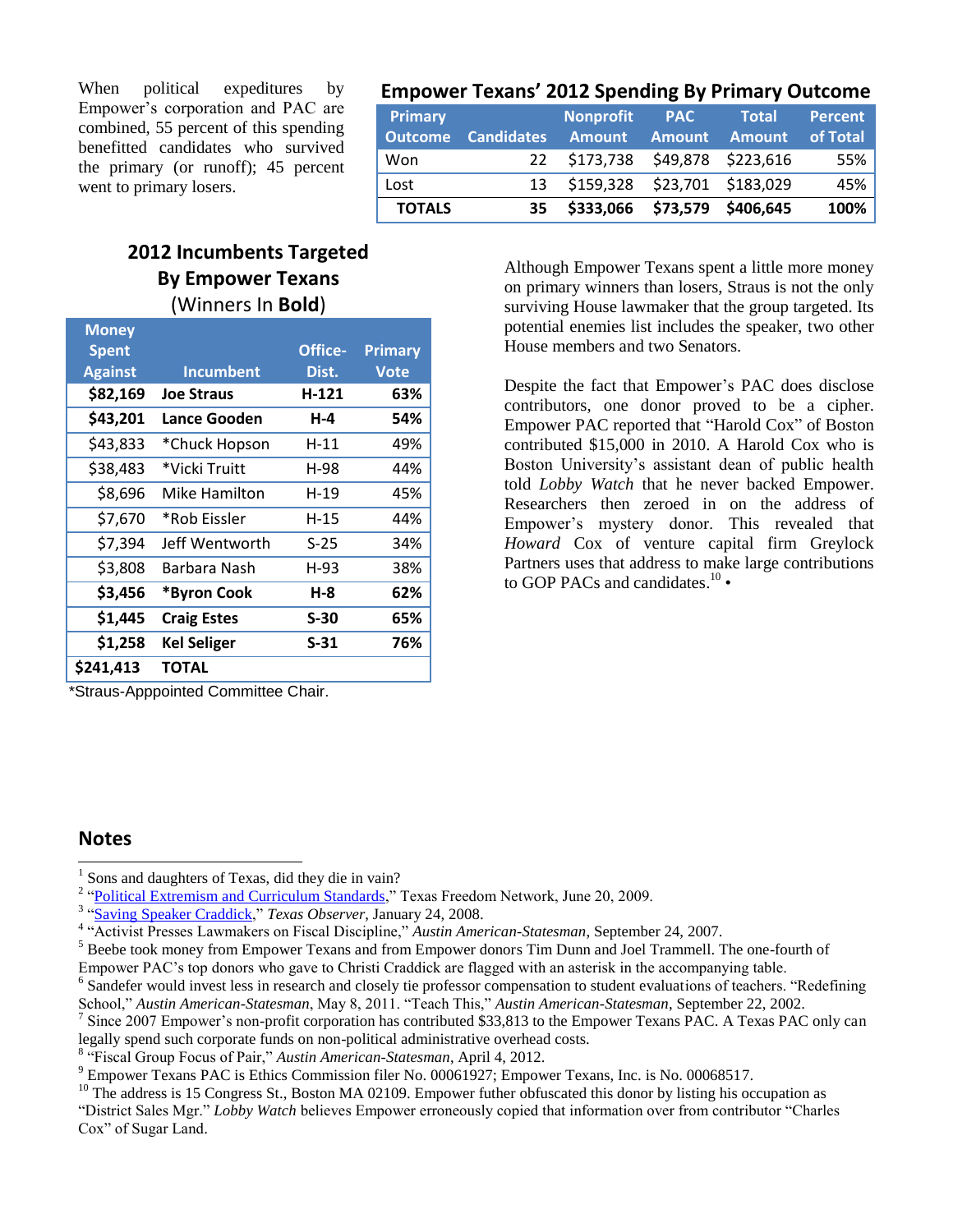When political expeditures by Empower's corporation and PAC are combined, 55 percent of this spending benefitted candidates who survived the primary (or runoff); 45 percent went to primary losers.

### Empower Texans' 2012 Spending By Primary Outcome

| Primary Outcome | Candidates | Nonprofit Amount | PAC Amount | Total Amount | Percent of Total |
|---|---|---|---|---|---|
| Won | 22 | $173,738 | $49,878 | $223,616 | 55% |
| Lost | 13 | $159,328 | $23,701 | $183,029 | 45% |
| **TOTALS** | **35** | **$333,066** | **$73,579** | **$406,645** | **100%** |

### 2012 Incumbents Targeted By Empower Texans
(Winners In **Bold**)

| Money Spent Against | Incumbent | Office-Dist. | Primary Vote |
|---|---|---|---|
| **$82,169** | **Joe Straus** | **H-121** | **63%** |
| **$43,201** | **Lance Gooden** | **H-4** | **54%** |
| $43,833 | *Chuck Hopson | H-11 | 49% |
| $38,483 | *Vicki Truitt | H-98 | 44% |
| $8,696 | Mike Hamilton | H-19 | 45% |
| $7,670 | *Rob Eissler | H-15 | 44% |
| $7,394 | Jeff Wentworth | S-25 | 34% |
| $3,808 | Barbara Nash | H-93 | 38% |
| **$3,456** | ***Byron Cook** | **H-8** | **62%** |
| **$1,445** | **Craig Estes** | **S-30** | **65%** |
| **$1,258** | **Kel Seliger** | **S-31** | **76%** |
| **$241,413** | **TOTAL** | | |

*Straus-Apppointed Committee Chair.

Although Empower Texans spent a little more money on primary winners than losers, Straus is not the only surviving House lawmaker that the group targeted. Its potential enemies list includes the speaker, two other House members and two Senators.

Despite the fact that Empower's PAC does disclose contributors, one donor proved to be a cipher. Empower PAC reported that "Harold Cox" of Boston contributed $15,000 in 2010. A Harold Cox who is Boston University's assistant dean of public health told *Lobby Watch* that he never backed Empower. Researchers then zeroed in on the address of Empower's mystery donor. This revealed that *Howard* Cox of venture capital firm Greylock Partners uses that address to make large contributions to GOP PACs and candidates.[10] •

## Notes

[1] Sons and daughters of Texas, did they die in vain?

[2] "Political Extremism and Curriculum Standards," Texas Freedom Network, June 20, 2009.

[3] "Saving Speaker Craddick," *Texas Observer*, January 24, 2008.

[4] "Activist Presses Lawmakers on Fiscal Discipline," *Austin American-Statesman*, September 24, 2007.

[5] Beebe took money from Empower Texans and from Empower donors Tim Dunn and Joel Trammell. The one-fourth of Empower PAC's top donors who gave to Christi Craddick are flagged with an asterisk in the accompanying table.

[6] Sandefer would invest less in research and closely tie professor compensation to student evaluations of teachers. "Redefining School," *Austin American-Statesman*, May 8, 2011. "Teach This," *Austin American-Statesman*, September 22, 2002.

[7] Since 2007 Empower's non-profit corporation has contributed $33,813 to the Empower Texans PAC. A Texas PAC only can legally spend such corporate funds on non-political administrative overhead costs.

[8] "Fiscal Group Focus of Pair," *Austin American-Statesman*, April 4, 2012.

[9] Empower Texans PAC is Ethics Commission filer No. 00061927; Empower Texans, Inc. is No. 00068517.

[10] The address is 15 Congress St., Boston MA 02109. Empower futher obfuscated this donor by listing his occupation as "District Sales Mgr." *Lobby Watch* believes Empower erroneously copied that information over from contributor "Charles Cox" of Sugar Land.